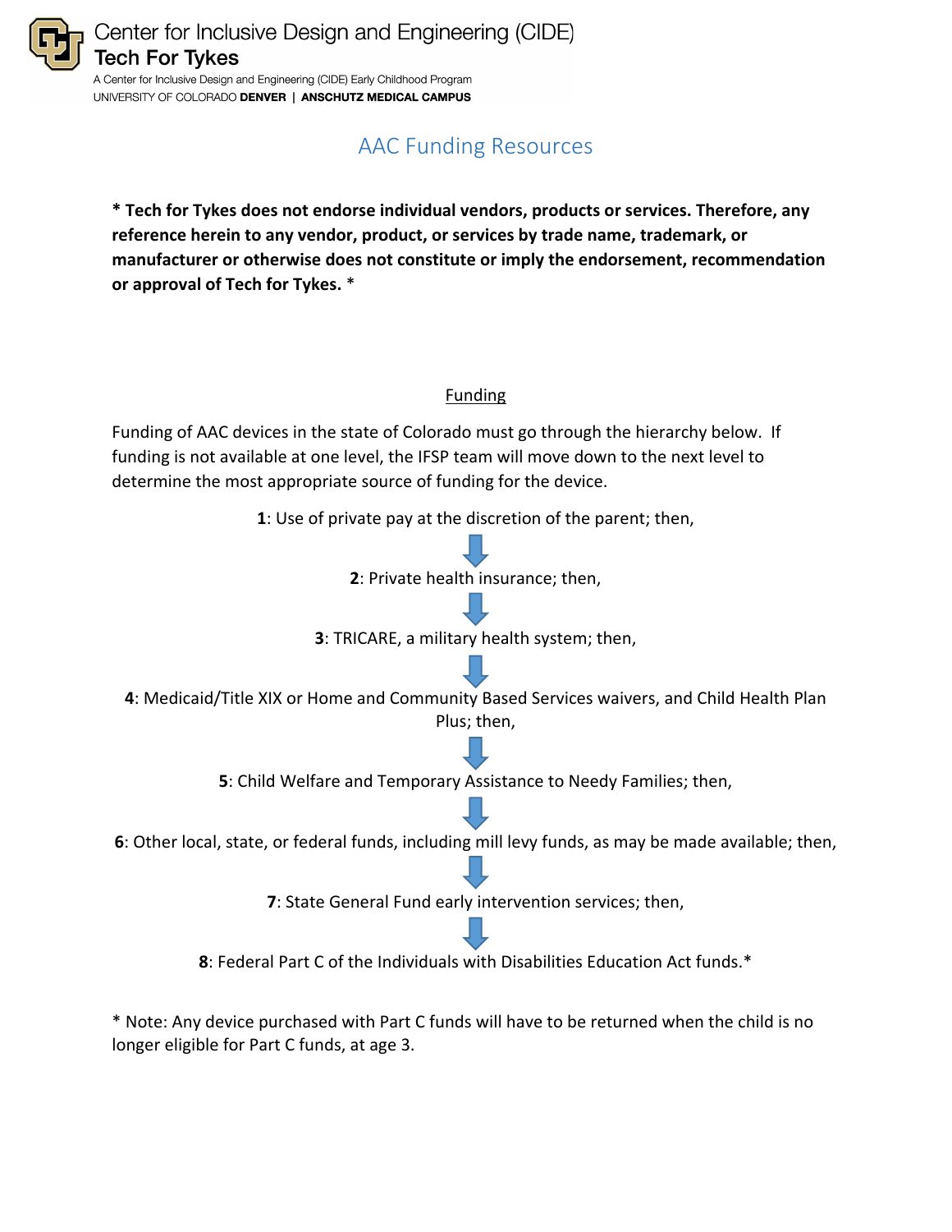Center for Inclusive Design and Engineering (CIDE)
**Tech For Tykes**
A Center for Inclusive Design and Engineering (CIDE) Early Childhood Program
UNIVERSITY OF COLORADO **DENVER** | **ANSCHUTZ MEDICAL CAMPUS**

# AAC Funding Resources

**\* Tech for Tykes does not endorse individual vendors, products or services. Therefore, any reference herein to any vendor, product, or services by trade name, trademark, or manufacturer or otherwise does not constitute or imply the endorsement, recommendation or approval of Tech for Tykes.** *

## Funding

Funding of AAC devices in the state of Colorado must go through the hierarchy below. If funding is not available at one level, the IFSP team will move down to the next level to determine the most appropriate source of funding for the device.

**1**: Use of private pay at the discretion of the parent; then,

↓

**2**: Private health insurance; then,

↓

**3**: TRICARE, a military health system; then,

↓

**4**: Medicaid/Title XIX or Home and Community Based Services waivers, and Child Health Plan Plus; then,

↓

**5**: Child Welfare and Temporary Assistance to Needy Families; then,

↓

**6**: Other local, state, or federal funds, including mill levy funds, as may be made available; then,

↓

**7**: State General Fund early intervention services; then,

↓

**8**: Federal Part C of the Individuals with Disabilities Education Act funds.*

* Note: Any device purchased with Part C funds will have to be returned when the child is no longer eligible for Part C funds, at age 3.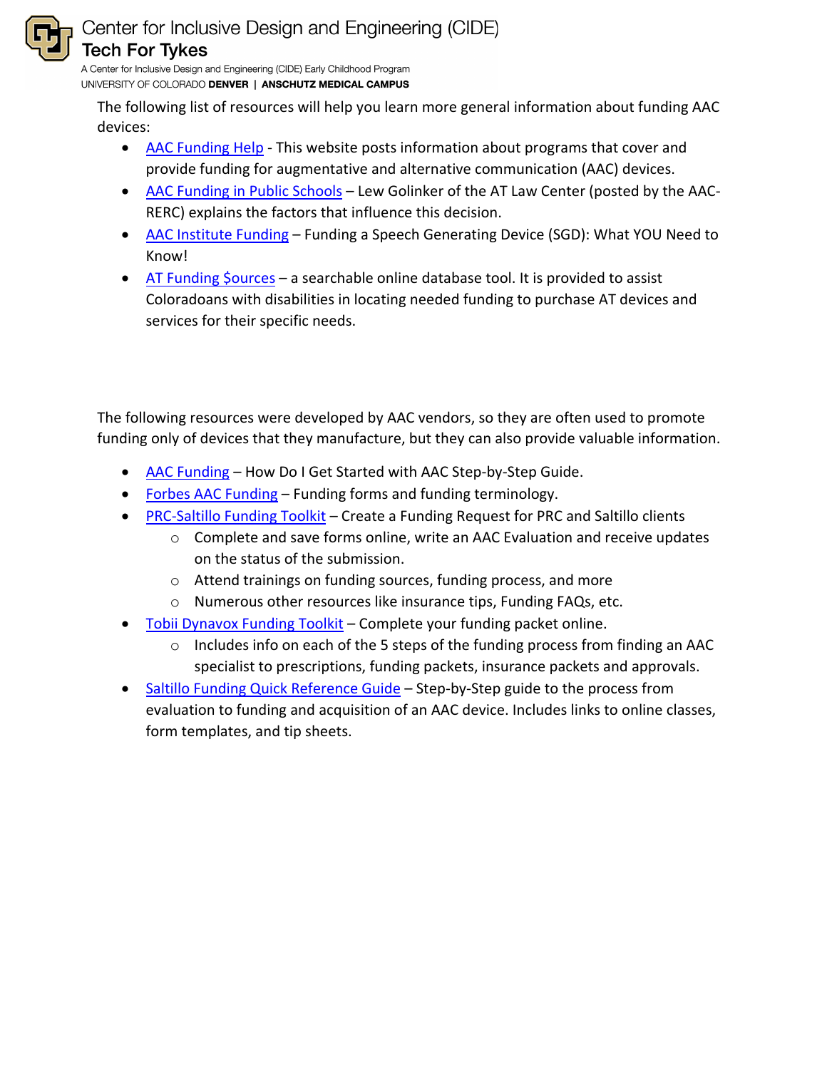The following list of resources will help you learn more general information about funding AAC devices:

- AAC Funding Help - This website posts information about programs that cover and provide funding for augmentative and alternative communication (AAC) devices.
- AAC Funding in Public Schools – Lew Golinker of the AT Law Center (posted by the AAC-RERC) explains the factors that influence this decision.
- AAC Institute Funding – Funding a Speech Generating Device (SGD): What YOU Need to Know!
- AT Funding $ources – a searchable online database tool. It is provided to assist Coloradoans with disabilities in locating needed funding to purchase AT devices and services for their specific needs.

The following resources were developed by AAC vendors, so they are often used to promote funding only of devices that they manufacture, but they can also provide valuable information.

- AAC Funding – How Do I Get Started with AAC Step-by-Step Guide.
- Forbes AAC Funding – Funding forms and funding terminology.
- PRC-Saltillo Funding Toolkit – Create a Funding Request for PRC and Saltillo clients
  - Complete and save forms online, write an AAC Evaluation and receive updates on the status of the submission.
  - Attend trainings on funding sources, funding process, and more
  - Numerous other resources like insurance tips, Funding FAQs, etc.
- Tobii Dynavox Funding Toolkit – Complete your funding packet online.
  - Includes info on each of the 5 steps of the funding process from finding an AAC specialist to prescriptions, funding packets, insurance packets and approvals.
- Saltillo Funding Quick Reference Guide – Step-by-Step guide to the process from evaluation to funding and acquisition of an AAC device. Includes links to online classes, form templates, and tip sheets.